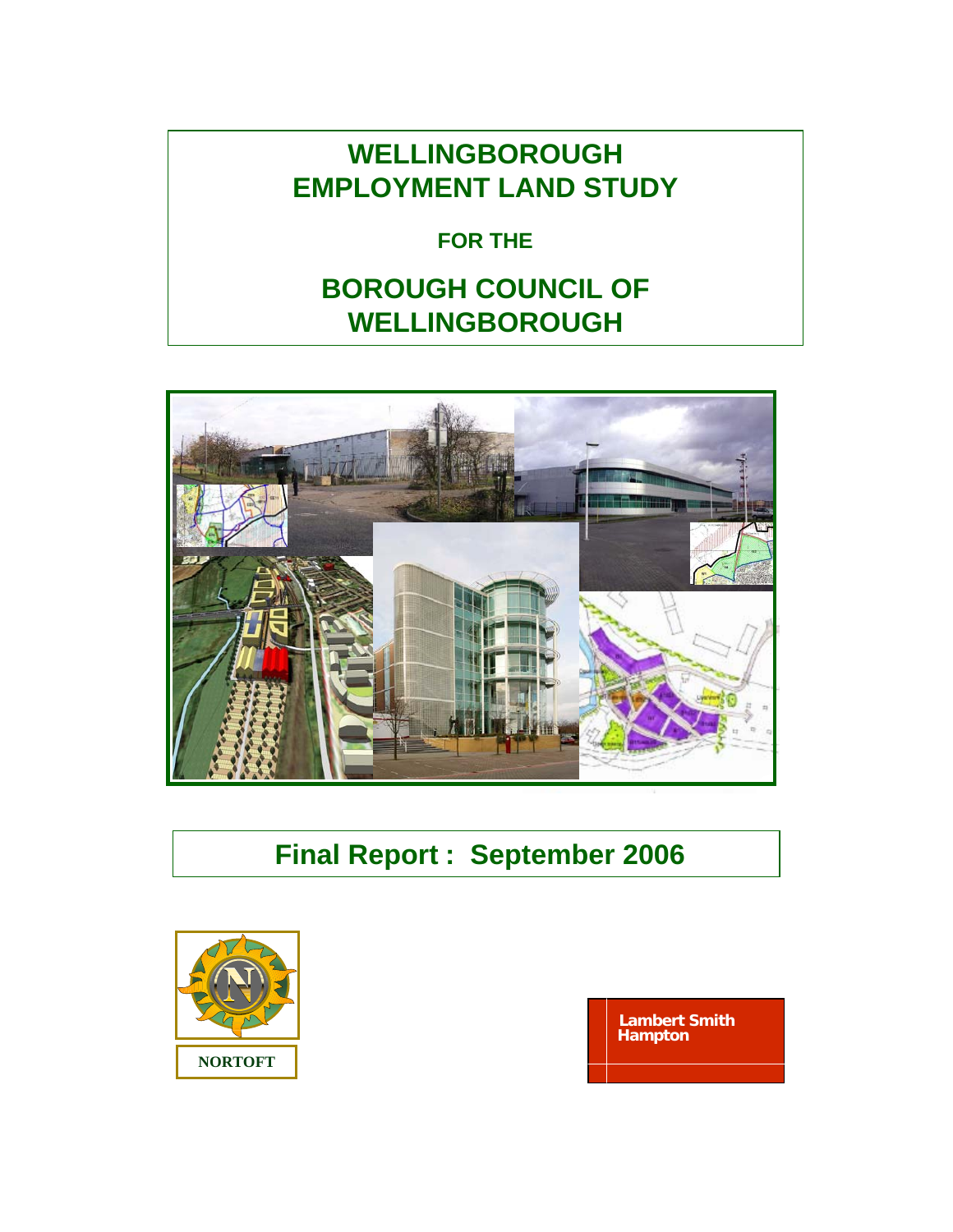# WELLINGBOROUGH EMPLOYMENT LAND STUDY

**FOR THE**

## BOROUGH COUNCIL OF WELLINGBOROUGH

**Final Report : September 2006**

NORTOFT

Lambert Smith Hampton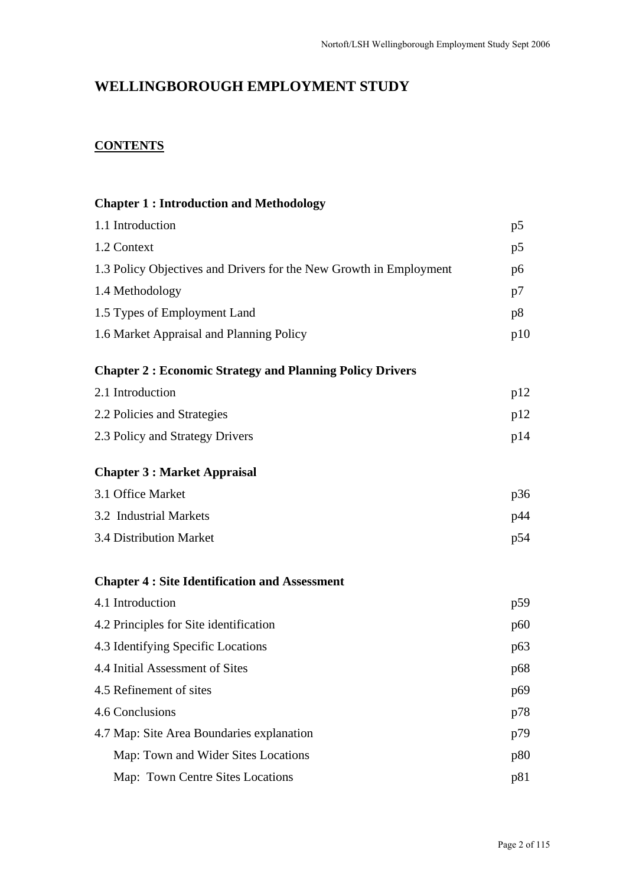# WELLINGBOROUGH EMPLOYMENT STUDY

## CONTENTS

### Chapter 1 : Introduction and Methodology

| | |
|---|---|
| 1.1 Introduction | p5 |
| 1.2 Context | p5 |
| 1.3 Policy Objectives and Drivers for the New Growth in Employment | p6 |
| 1.4 Methodology | p7 |
| 1.5 Types of Employment Land | p8 |
| 1.6 Market Appraisal and Planning Policy | p10 |

### Chapter 2 : Economic Strategy and Planning Policy Drivers

| | |
|---|---|
| 2.1 Introduction | p12 |
| 2.2 Policies and Strategies | p12 |
| 2.3 Policy and Strategy Drivers | p14 |

### Chapter 3 : Market Appraisal

| | |
|---|---|
| 3.1 Office Market | p36 |
| 3.2 Industrial Markets | p44 |
| 3.4 Distribution Market | p54 |

### Chapter 4 : Site Identification and Assessment

| | |
|---|---|
| 4.1 Introduction | p59 |
| 4.2 Principles for Site identification | p60 |
| 4.3 Identifying Specific Locations | p63 |
| 4.4 Initial Assessment of Sites | p68 |
| 4.5 Refinement of sites | p69 |
| 4.6 Conclusions | p78 |
| 4.7 Map: Site Area Boundaries explanation | p79 |
| Map: Town and Wider Sites Locations | p80 |
| Map: Town Centre Sites Locations | p81 |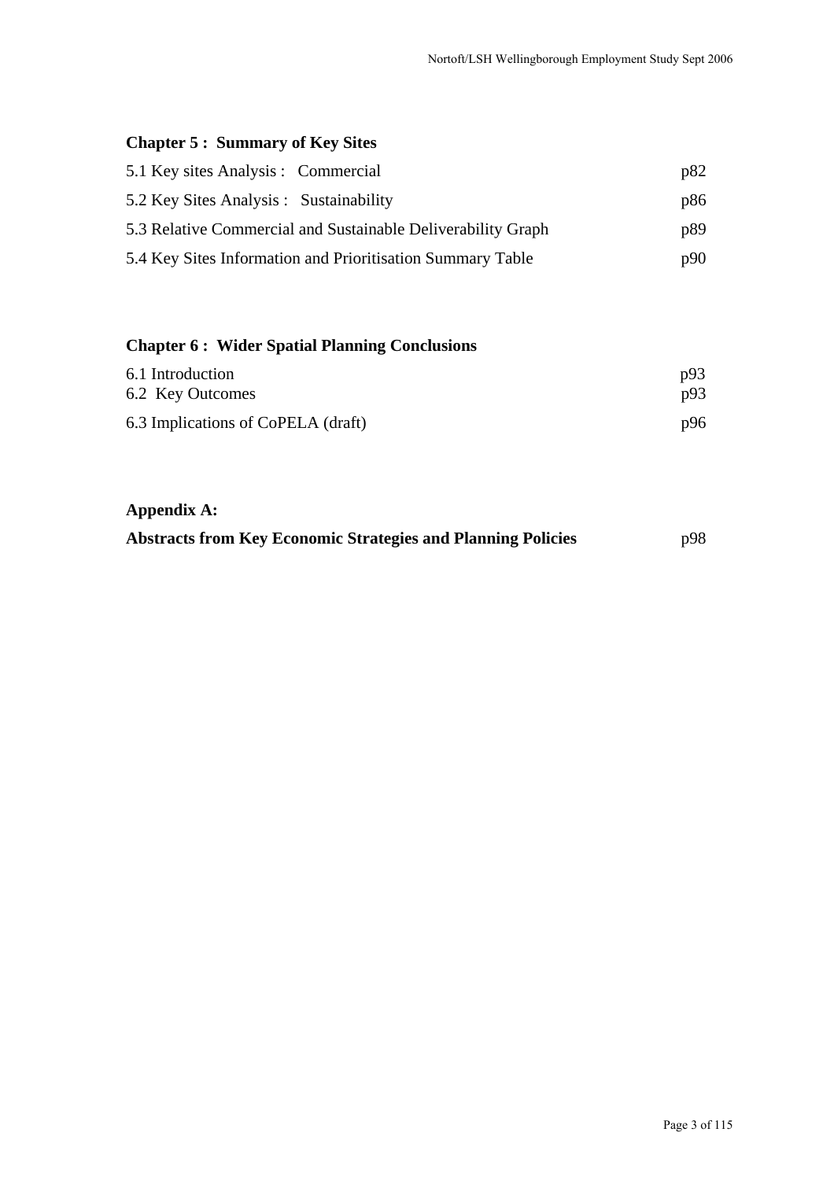**Chapter 5 : Summary of Key Sites**

| | |
|---|---|
| 5.1 Key sites Analysis : Commercial | p82 |
| 5.2 Key Sites Analysis : Sustainability | p86 |
| 5.3 Relative Commercial and Sustainable Deliverability Graph | p89 |
| 5.4 Key Sites Information and Prioritisation Summary Table | p90 |

**Chapter 6 : Wider Spatial Planning Conclusions**

| | |
|---|---|
| 6.1 Introduction | p93 |
| 6.2 Key Outcomes | p93 |
| 6.3 Implications of CoPELA (draft) | p96 |

**Appendix A:**

**Abstracts from Key Economic Strategies and Planning Policies** p98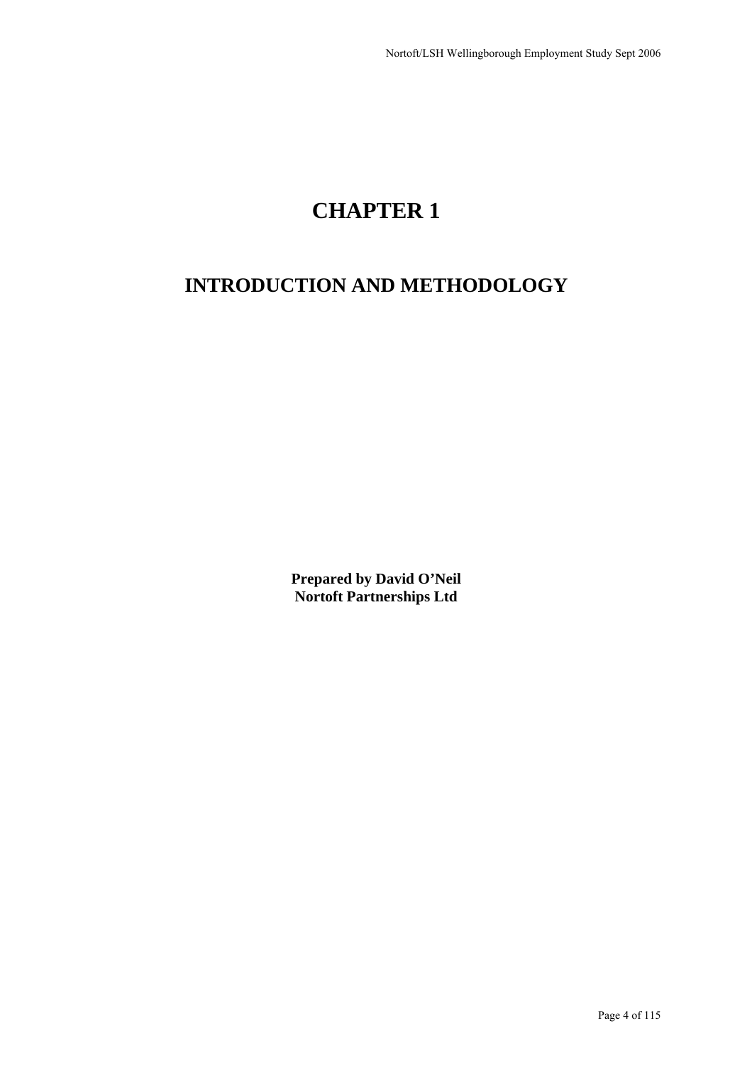# CHAPTER 1

## INTRODUCTION AND METHODOLOGY

**Prepared by David O'Neil**
**Nortoft Partnerships Ltd**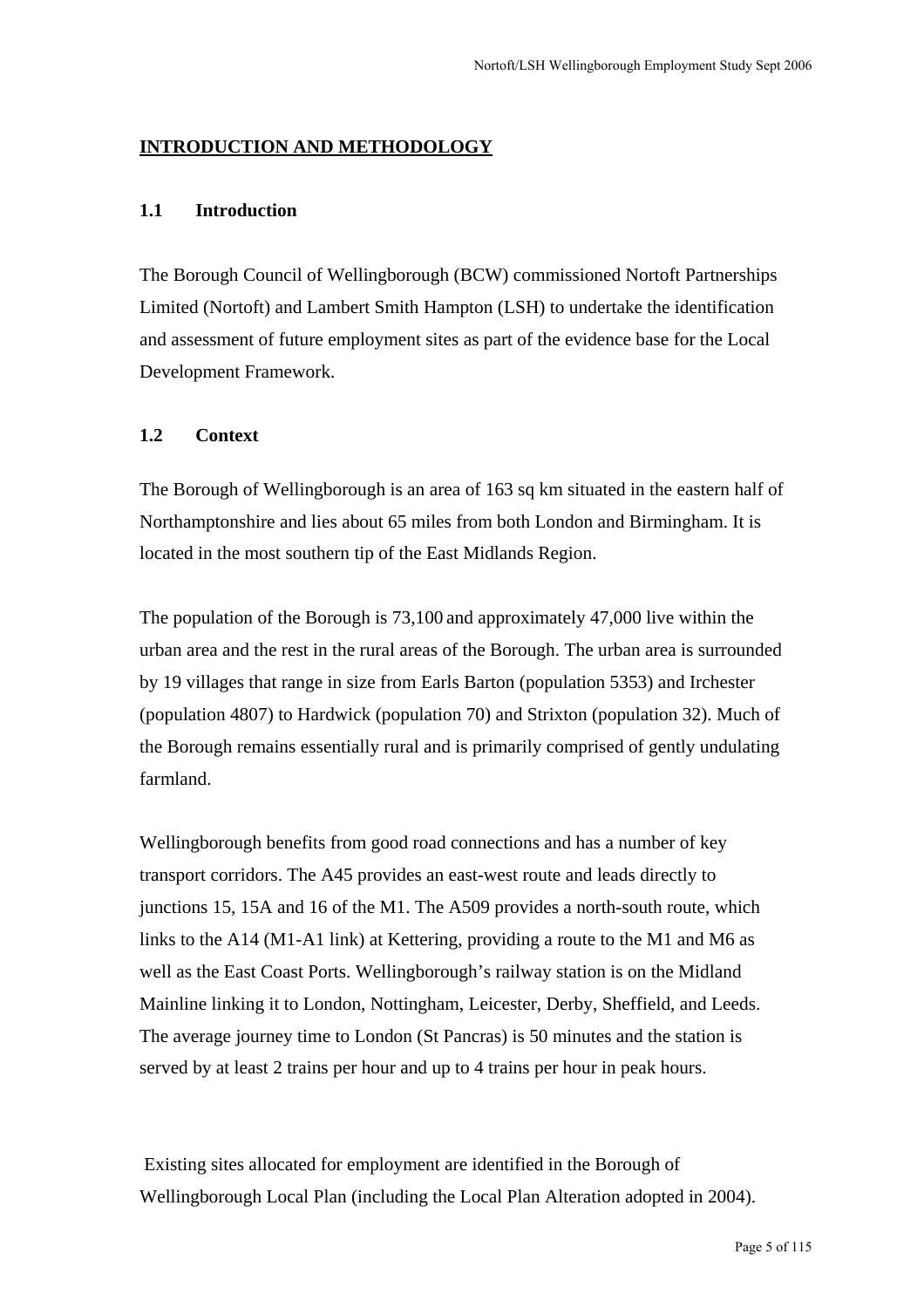# INTRODUCTION AND METHODOLOGY

## 1.1 Introduction

The Borough Council of Wellingborough (BCW) commissioned Nortoft Partnerships Limited (Nortoft) and Lambert Smith Hampton (LSH) to undertake the identification and assessment of future employment sites as part of the evidence base for the Local Development Framework.

## 1.2 Context

The Borough of Wellingborough is an area of 163 sq km situated in the eastern half of Northamptonshire and lies about 65 miles from both London and Birmingham. It is located in the most southern tip of the East Midlands Region.

The population of the Borough is 73,100 and approximately 47,000 live within the urban area and the rest in the rural areas of the Borough. The urban area is surrounded by 19 villages that range in size from Earls Barton (population 5353) and Irchester (population 4807) to Hardwick (population 70) and Strixton (population 32). Much of the Borough remains essentially rural and is primarily comprised of gently undulating farmland.

Wellingborough benefits from good road connections and has a number of key transport corridors. The A45 provides an east-west route and leads directly to junctions 15, 15A and 16 of the M1. The A509 provides a north-south route, which links to the A14 (M1-A1 link) at Kettering, providing a route to the M1 and M6 as well as the East Coast Ports. Wellingborough's railway station is on the Midland Mainline linking it to London, Nottingham, Leicester, Derby, Sheffield, and Leeds. The average journey time to London (St Pancras) is 50 minutes and the station is served by at least 2 trains per hour and up to 4 trains per hour in peak hours.

Existing sites allocated for employment are identified in the Borough of Wellingborough Local Plan (including the Local Plan Alteration adopted in 2004).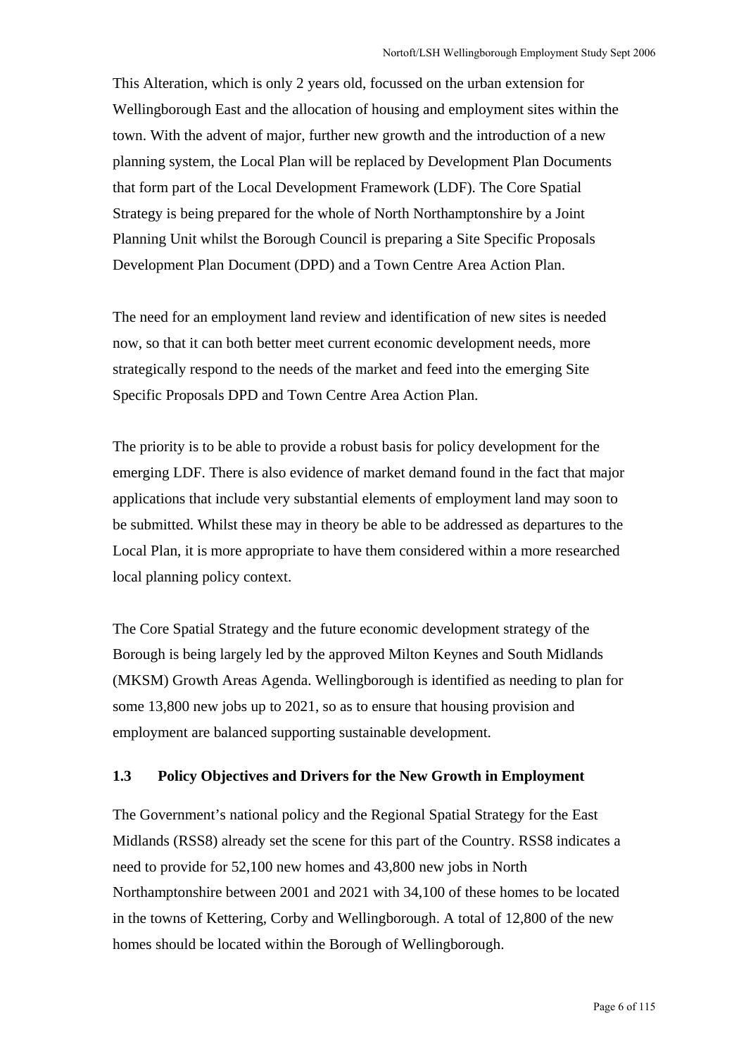This Alteration, which is only 2 years old, focussed on the urban extension for Wellingborough East and the allocation of housing and employment sites within the town. With the advent of major, further new growth and the introduction of a new planning system, the Local Plan will be replaced by Development Plan Documents that form part of the Local Development Framework (LDF). The Core Spatial Strategy is being prepared for the whole of North Northamptonshire by a Joint Planning Unit whilst the Borough Council is preparing a Site Specific Proposals Development Plan Document (DPD) and a Town Centre Area Action Plan.

The need for an employment land review and identification of new sites is needed now, so that it can both better meet current economic development needs, more strategically respond to the needs of the market and feed into the emerging Site Specific Proposals DPD and Town Centre Area Action Plan.

The priority is to be able to provide a robust basis for policy development for the emerging LDF. There is also evidence of market demand found in the fact that major applications that include very substantial elements of employment land may soon to be submitted. Whilst these may in theory be able to be addressed as departures to the Local Plan, it is more appropriate to have them considered within a more researched local planning policy context.

The Core Spatial Strategy and the future economic development strategy of the Borough is being largely led by the approved Milton Keynes and South Midlands (MKSM) Growth Areas Agenda. Wellingborough is identified as needing to plan for some 13,800 new jobs up to 2021, so as to ensure that housing provision and employment are balanced supporting sustainable development.

### 1.3 Policy Objectives and Drivers for the New Growth in Employment

The Government's national policy and the Regional Spatial Strategy for the East Midlands (RSS8) already set the scene for this part of the Country. RSS8 indicates a need to provide for 52,100 new homes and 43,800 new jobs in North Northamptonshire between 2001 and 2021 with 34,100 of these homes to be located in the towns of Kettering, Corby and Wellingborough. A total of 12,800 of the new homes should be located within the Borough of Wellingborough.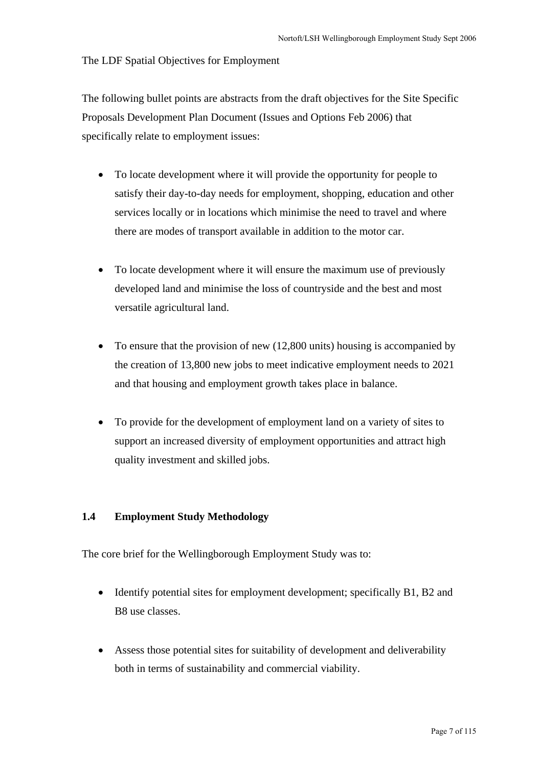The LDF Spatial Objectives for Employment

The following bullet points are abstracts from the draft objectives for the Site Specific Proposals Development Plan Document (Issues and Options Feb 2006) that specifically relate to employment issues:

- To locate development where it will provide the opportunity for people to satisfy their day-to-day needs for employment, shopping, education and other services locally or in locations which minimise the need to travel and where there are modes of transport available in addition to the motor car.

- To locate development where it will ensure the maximum use of previously developed land and minimise the loss of countryside and the best and most versatile agricultural land.

- To ensure that the provision of new (12,800 units) housing is accompanied by the creation of 13,800 new jobs to meet indicative employment needs to 2021 and that housing and employment growth takes place in balance.

- To provide for the development of employment land on a variety of sites to support an increased diversity of employment opportunities and attract high quality investment and skilled jobs.

### 1.4 Employment Study Methodology

The core brief for the Wellingborough Employment Study was to:

- Identify potential sites for employment development; specifically B1, B2 and B8 use classes.

- Assess those potential sites for suitability of development and deliverability both in terms of sustainability and commercial viability.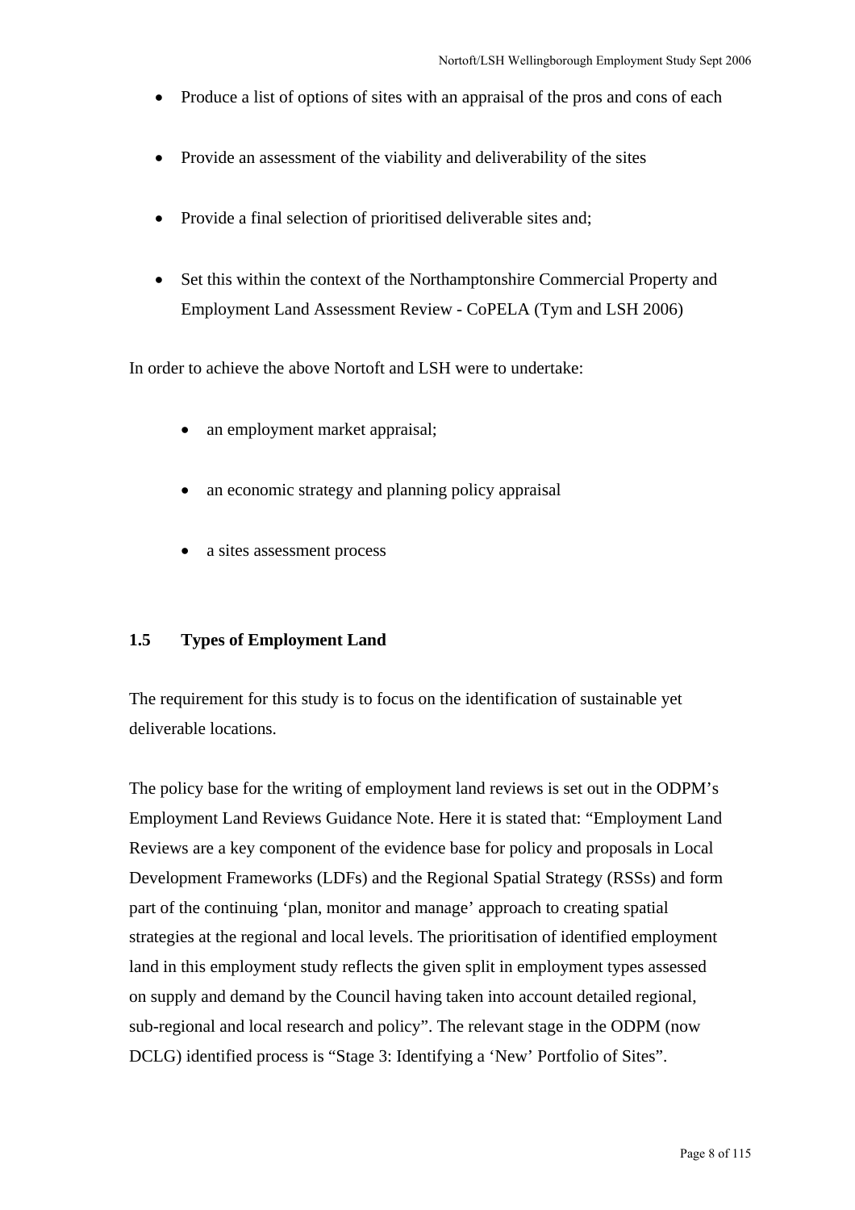- Produce a list of options of sites with an appraisal of the pros and cons of each
- Provide an assessment of the viability and deliverability of the sites
- Provide a final selection of prioritised deliverable sites and;
- Set this within the context of the Northamptonshire Commercial Property and Employment Land Assessment Review - CoPELA (Tym and LSH 2006)

In order to achieve the above Nortoft and LSH were to undertake:

- an employment market appraisal;
- an economic strategy and planning policy appraisal
- a sites assessment process

### 1.5 Types of Employment Land

The requirement for this study is to focus on the identification of sustainable yet deliverable locations.

The policy base for the writing of employment land reviews is set out in the ODPM's Employment Land Reviews Guidance Note. Here it is stated that: "Employment Land Reviews are a key component of the evidence base for policy and proposals in Local Development Frameworks (LDFs) and the Regional Spatial Strategy (RSSs) and form part of the continuing 'plan, monitor and manage' approach to creating spatial strategies at the regional and local levels. The prioritisation of identified employment land in this employment study reflects the given split in employment types assessed on supply and demand by the Council having taken into account detailed regional, sub-regional and local research and policy". The relevant stage in the ODPM (now DCLG) identified process is "Stage 3: Identifying a 'New' Portfolio of Sites".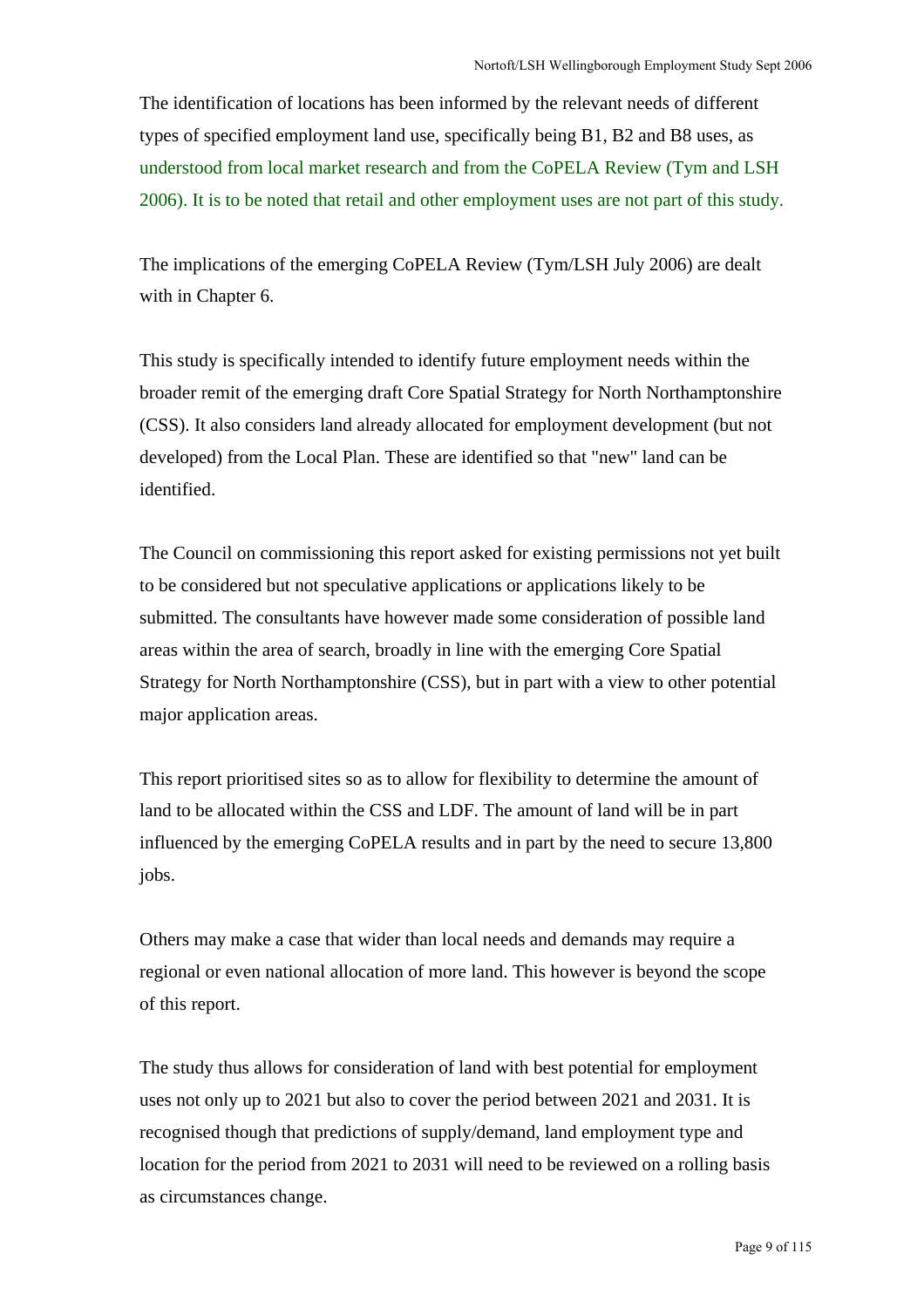The identification of locations has been informed by the relevant needs of different types of specified employment land use, specifically being B1, B2 and B8 uses, as understood from local market research and from the CoPELA Review (Tym and LSH 2006). It is to be noted that retail and other employment uses are not part of this study.

The implications of the emerging CoPELA Review (Tym/LSH July 2006) are dealt with in Chapter 6.

This study is specifically intended to identify future employment needs within the broader remit of the emerging draft Core Spatial Strategy for North Northamptonshire (CSS). It also considers land already allocated for employment development (but not developed) from the Local Plan. These are identified so that "new" land can be identified.

The Council on commissioning this report asked for existing permissions not yet built to be considered but not speculative applications or applications likely to be submitted. The consultants have however made some consideration of possible land areas within the area of search, broadly in line with the emerging Core Spatial Strategy for North Northamptonshire (CSS), but in part with a view to other potential major application areas.

This report prioritised sites so as to allow for flexibility to determine the amount of land to be allocated within the CSS and LDF. The amount of land will be in part influenced by the emerging CoPELA results and in part by the need to secure 13,800 jobs.

Others may make a case that wider than local needs and demands may require a regional or even national allocation of more land. This however is beyond the scope of this report.

The study thus allows for consideration of land with best potential for employment uses not only up to 2021 but also to cover the period between 2021 and 2031. It is recognised though that predictions of supply/demand, land employment type and location for the period from 2021 to 2031 will need to be reviewed on a rolling basis as circumstances change.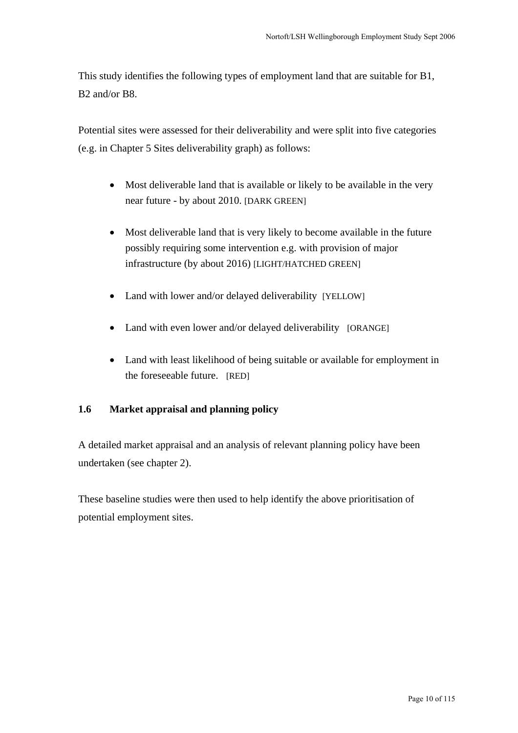This study identifies the following types of employment land that are suitable for B1, B2 and/or B8.

Potential sites were assessed for their deliverability and were split into five categories (e.g. in Chapter 5 Sites deliverability graph) as follows:

- Most deliverable land that is available or likely to be available in the very near future - by about 2010. [DARK GREEN]
- Most deliverable land that is very likely to become available in the future possibly requiring some intervention e.g. with provision of major infrastructure (by about 2016) [LIGHT/HATCHED GREEN]
- Land with lower and/or delayed deliverability [YELLOW]
- Land with even lower and/or delayed deliverability [ORANGE]
- Land with least likelihood of being suitable or available for employment in the foreseeable future. [RED]

### 1.6 Market appraisal and planning policy

A detailed market appraisal and an analysis of relevant planning policy have been undertaken (see chapter 2).

These baseline studies were then used to help identify the above prioritisation of potential employment sites.